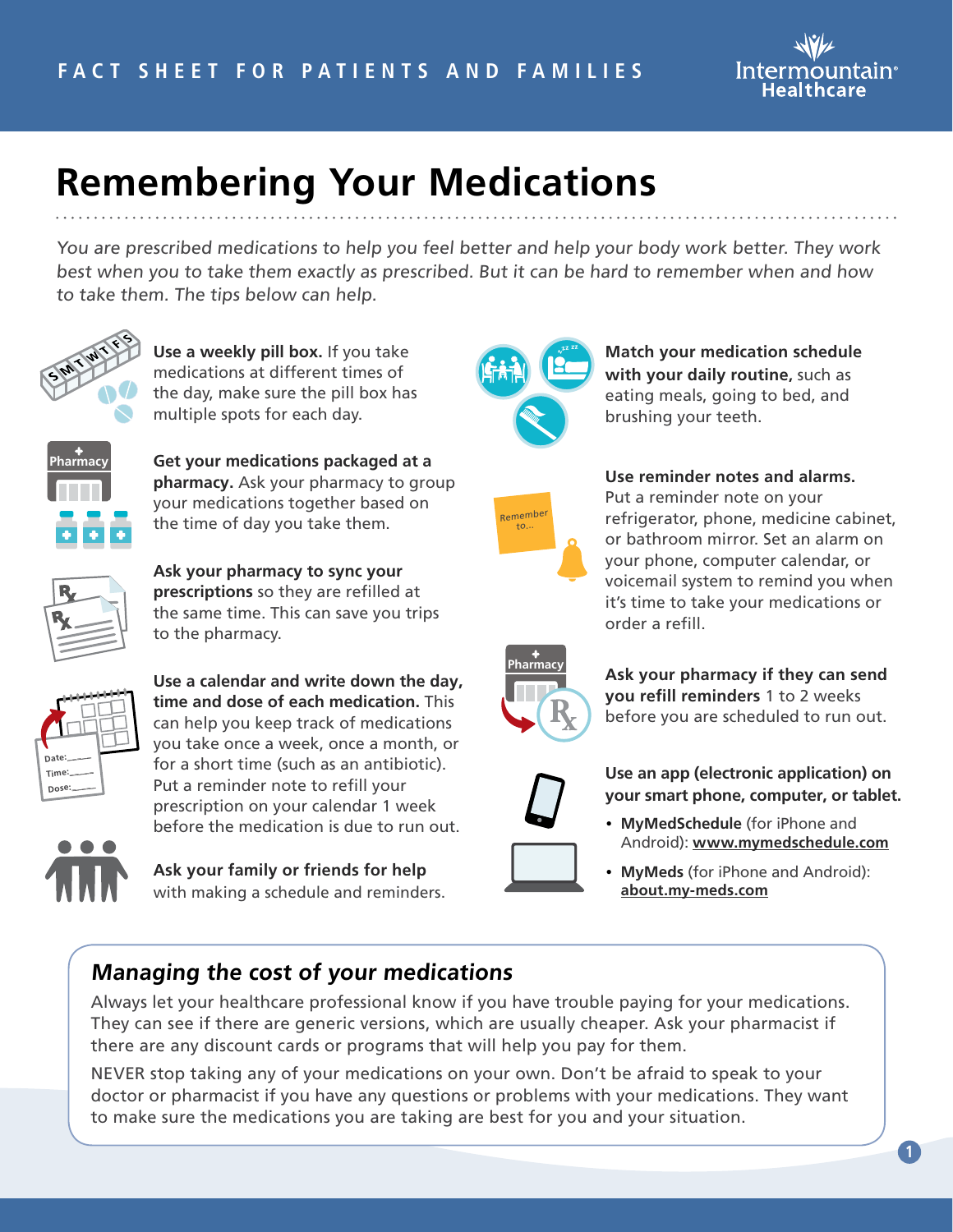FACT SHEET FOR PATIENTS AND FAMILIES

# Remembering Your Medications

*You are prescribed medications to help you feel better and help your body work better. They work best when you to take them exactly as prescribed. But it can be hard to remember when and how to take them. The tips below can help.*

**Use a weekly pill box.** If you take medications at different times of the day, make sure the pill box has multiple spots for each day.

**Get your medications packaged at a pharmacy.** Ask your pharmacy to group your medications together based on the time of day you take them.

**Ask your pharmacy to sync your prescriptions** so they are refilled at the same time. This can save you trips to the pharmacy.

**Use a calendar and write down the day, time and dose of each medication.** This can help you keep track of medications you take once a week, once a month, or for a short time (such as an antibiotic). Put a reminder note to refill your prescription on your calendar 1 week before the medication is due to run out.

**Ask your family or friends for help** with making a schedule and reminders.

**Match your medication schedule with your daily routine,** such as eating meals, going to bed, and brushing your teeth.

**Use reminder notes and alarms.** Put a reminder note on your refrigerator, phone, medicine cabinet, or bathroom mirror. Set an alarm on your phone, computer calendar, or voicemail system to remind you when it's time to take your medications or order a refill.

**Ask your pharmacy if they can send you refill reminders** 1 to 2 weeks before you are scheduled to run out.

**Use an app (electronic application) on your smart phone, computer, or tablet.**

- **MyMedSchedule** (for iPhone and Android): **www.mymedschedule.com**
- **MyMeds** (for iPhone and Android): **about.my-meds.com**

## *Managing the cost of your medications*

Always let your healthcare professional know if you have trouble paying for your medications. They can see if there are generic versions, which are usually cheaper. Ask your pharmacist if there are any discount cards or programs that will help you pay for them.

NEVER stop taking any of your medications on your own. Don't be afraid to speak to your doctor or pharmacist if you have any questions or problems with your medications. They want to make sure the medications you are taking are best for you and your situation.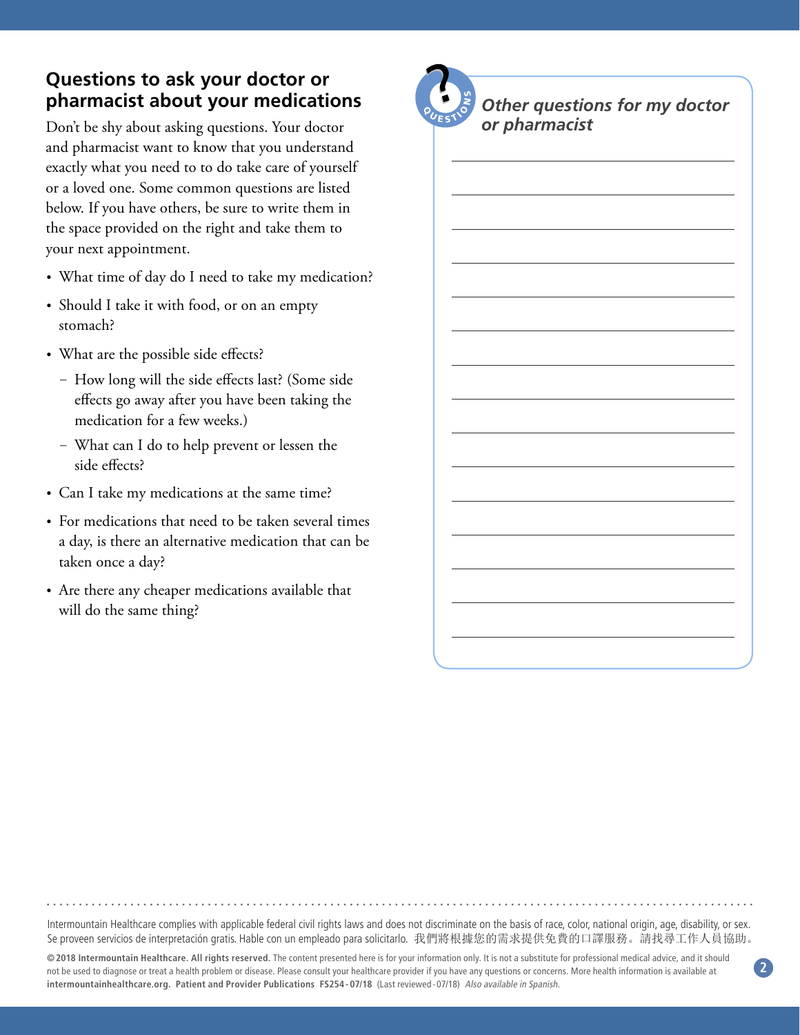## Questions to ask your doctor or pharmacist about your medications

Don't be shy about asking questions. Your doctor and pharmacist want to know that you understand exactly what you need to to do take care of yourself or a loved one. Some common questions are listed below. If you have others, be sure to write them in the space provided on the right and take them to your next appointment.

- What time of day do I need to take my medication?
- Should I take it with food, or on an empty stomach?
- What are the possible side effects?
  - How long will the side effects last? (Some side effects go away after you have been taking the medication for a few weeks.)
  - What can I do to help prevent or lessen the side effects?
- Can I take my medications at the same time?
- For medications that need to be taken several times a day, is there an alternative medication that can be taken once a day?
- Are there any cheaper medications available that will do the same thing?

QUESTIONS

***Other questions for my doctor or pharmacist***

Intermountain Healthcare complies with applicable federal civil rights laws and does not discriminate on the basis of race, color, national origin, age, disability, or sex. Se proveen servicios de interpretación gratis. Hable con un empleado para solicitarlo. 我們將根據您的需求提供免費的口譯服務。請找尋工作人員協助。

**© 2018 Intermountain Healthcare. All rights reserved.** The content presented here is for your information only. It is not a substitute for professional medical advice, and it should not be used to diagnose or treat a health problem or disease. Please consult your healthcare provider if you have any questions or concerns. More health information is available at **intermountainhealthcare.org. Patient and Provider Publications FS254 - 07/18** (Last reviewed - 07/18) *Also available in Spanish.*